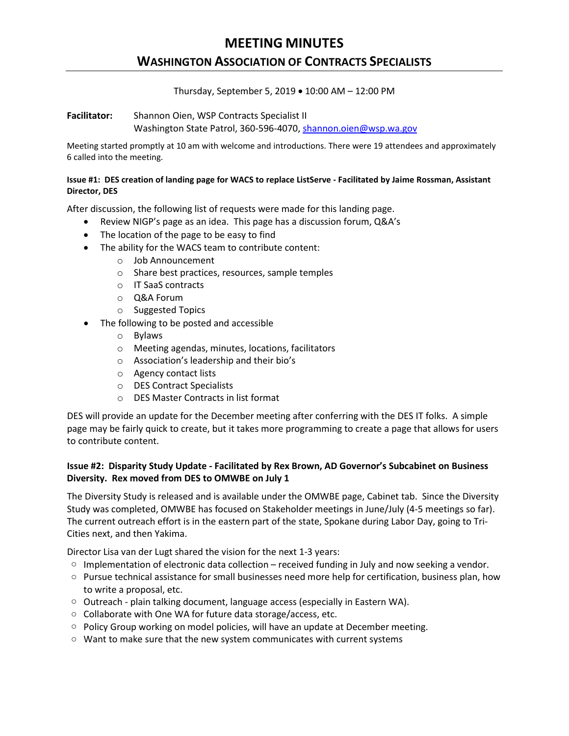# MEETING MINUTES

## WASHINGTON ASSOCIATION OF CONTRACTS SPECIALISTS

Thursday, September 5, 2019 • 10:00 AM – 12:00 PM

**Facilitator:** Shannon Oien, WSP Contracts Specialist II
Washington State Patrol, 360-596-4070, shannon.oien@wsp.wa.gov

Meeting started promptly at 10 am with welcome and introductions. There were 19 attendees and approximately 6 called into the meeting.

**Issue #1: DES creation of landing page for WACS to replace ListServe - Facilitated by Jaime Rossman, Assistant Director, DES**

After discussion, the following list of requests were made for this landing page.

- Review NIGP's page as an idea. This page has a discussion forum, Q&A's
- The location of the page to be easy to find
- The ability for the WACS team to contribute content:
  - Job Announcement
  - Share best practices, resources, sample temples
  - IT SaaS contracts
  - Q&A Forum
  - Suggested Topics
- The following to be posted and accessible
  - Bylaws
  - Meeting agendas, minutes, locations, facilitators
  - Association's leadership and their bio's
  - Agency contact lists
  - DES Contract Specialists
  - DES Master Contracts in list format

DES will provide an update for the December meeting after conferring with the DES IT folks. A simple page may be fairly quick to create, but it takes more programming to create a page that allows for users to contribute content.

**Issue #2: Disparity Study Update - Facilitated by Rex Brown, AD Governor's Subcabinet on Business Diversity. Rex moved from DES to OMWBE on July 1**

The Diversity Study is released and is available under the OMWBE page, Cabinet tab. Since the Diversity Study was completed, OMWBE has focused on Stakeholder meetings in June/July (4-5 meetings so far). The current outreach effort is in the eastern part of the state, Spokane during Labor Day, going to Tri-Cities next, and then Yakima.

Director Lisa van der Lugt shared the vision for the next 1-3 years:

- Implementation of electronic data collection – received funding in July and now seeking a vendor.
- Pursue technical assistance for small businesses need more help for certification, business plan, how to write a proposal, etc.
- Outreach - plain talking document, language access (especially in Eastern WA).
- Collaborate with One WA for future data storage/access, etc.
- Policy Group working on model policies, will have an update at December meeting.
- Want to make sure that the new system communicates with current systems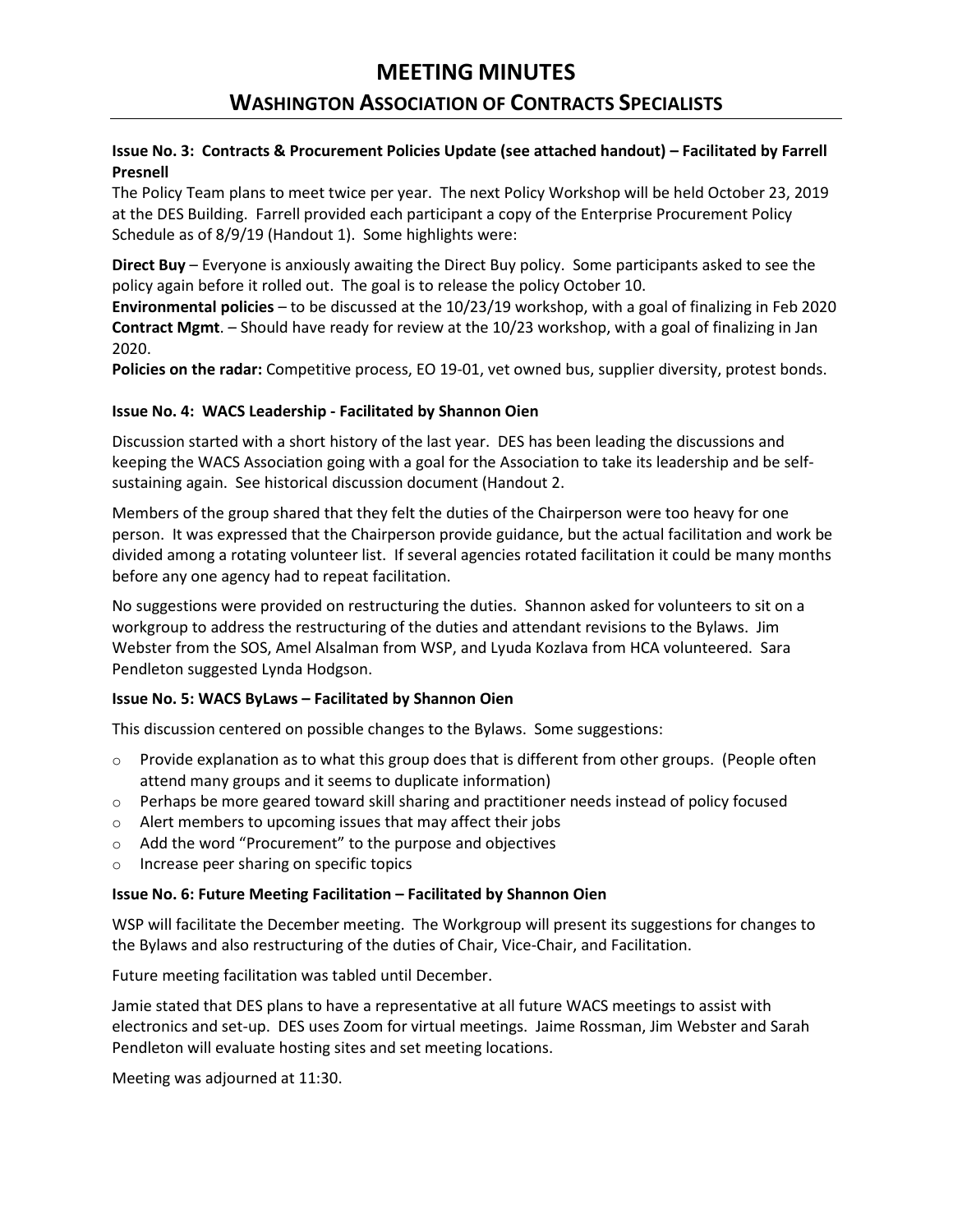# MEETING MINUTES

## WASHINGTON ASSOCIATION OF CONTRACTS SPECIALISTS

**Issue No. 3: Contracts & Procurement Policies Update (see attached handout) – Facilitated by Farrell Presnell**

The Policy Team plans to meet twice per year. The next Policy Workshop will be held October 23, 2019 at the DES Building. Farrell provided each participant a copy of the Enterprise Procurement Policy Schedule as of 8/9/19 (Handout 1). Some highlights were:

**Direct Buy** – Everyone is anxiously awaiting the Direct Buy policy. Some participants asked to see the policy again before it rolled out. The goal is to release the policy October 10.
**Environmental policies** – to be discussed at the 10/23/19 workshop, with a goal of finalizing in Feb 2020
**Contract Mgmt**. – Should have ready for review at the 10/23 workshop, with a goal of finalizing in Jan 2020.
**Policies on the radar:** Competitive process, EO 19-01, vet owned bus, supplier diversity, protest bonds.

**Issue No. 4: WACS Leadership - Facilitated by Shannon Oien**

Discussion started with a short history of the last year. DES has been leading the discussions and keeping the WACS Association going with a goal for the Association to take its leadership and be self-sustaining again. See historical discussion document (Handout 2.

Members of the group shared that they felt the duties of the Chairperson were too heavy for one person. It was expressed that the Chairperson provide guidance, but the actual facilitation and work be divided among a rotating volunteer list. If several agencies rotated facilitation it could be many months before any one agency had to repeat facilitation.

No suggestions were provided on restructuring the duties. Shannon asked for volunteers to sit on a workgroup to address the restructuring of the duties and attendant revisions to the Bylaws. Jim Webster from the SOS, Amel Alsalman from WSP, and Lyuda Kozlava from HCA volunteered. Sara Pendleton suggested Lynda Hodgson.

**Issue No. 5: WACS ByLaws – Facilitated by Shannon Oien**

This discussion centered on possible changes to the Bylaws. Some suggestions:

- Provide explanation as to what this group does that is different from other groups. (People often attend many groups and it seems to duplicate information)
- Perhaps be more geared toward skill sharing and practitioner needs instead of policy focused
- Alert members to upcoming issues that may affect their jobs
- Add the word "Procurement" to the purpose and objectives
- Increase peer sharing on specific topics

**Issue No. 6: Future Meeting Facilitation – Facilitated by Shannon Oien**

WSP will facilitate the December meeting. The Workgroup will present its suggestions for changes to the Bylaws and also restructuring of the duties of Chair, Vice-Chair, and Facilitation.

Future meeting facilitation was tabled until December.

Jamie stated that DES plans to have a representative at all future WACS meetings to assist with electronics and set-up. DES uses Zoom for virtual meetings. Jaime Rossman, Jim Webster and Sarah Pendleton will evaluate hosting sites and set meeting locations.

Meeting was adjourned at 11:30.